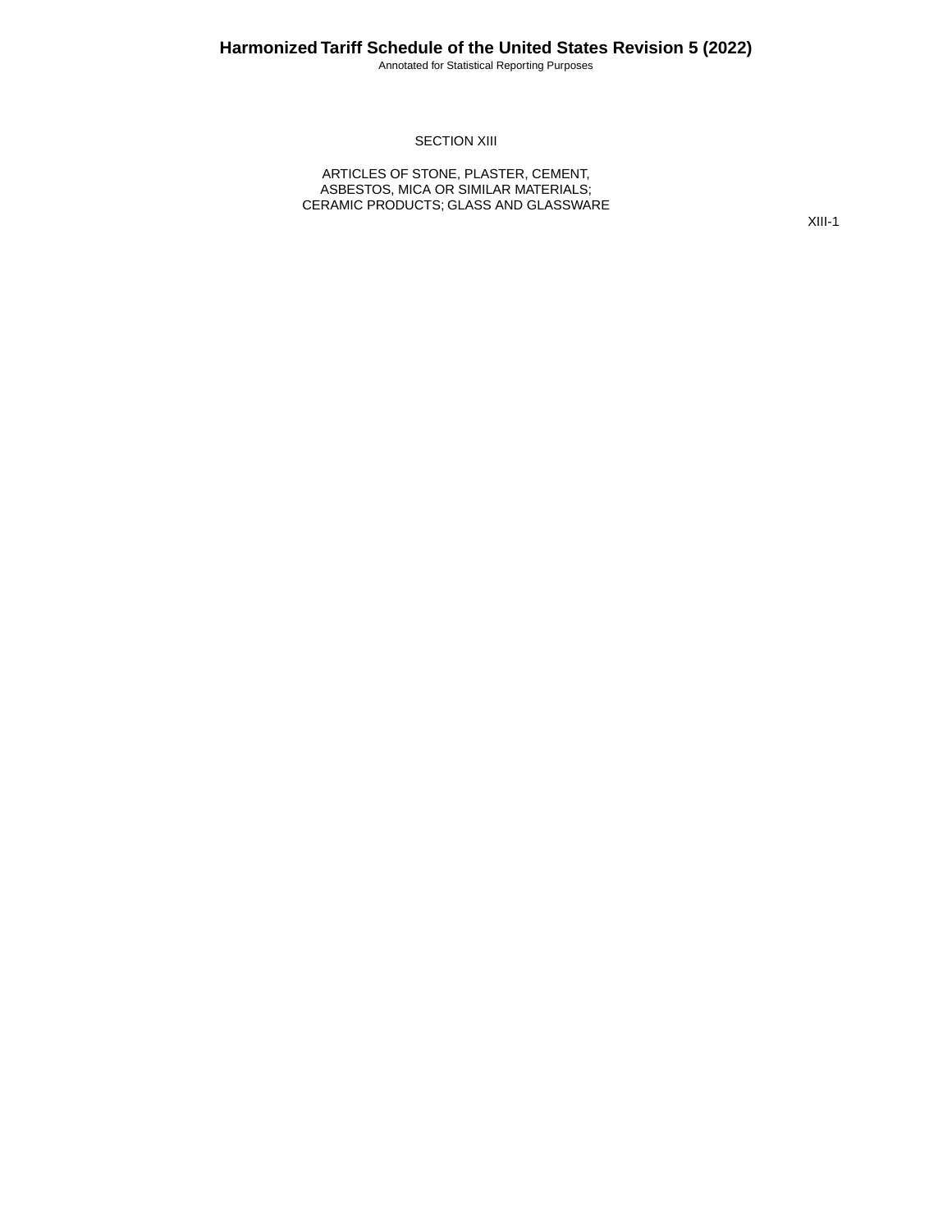# SECTION XIII

## ARTICLES OF STONE, PLASTER, CEMENT, ASBESTOS, MICA OR SIMILAR MATERIALS; CERAMIC PRODUCTS; GLASS AND GLASSWARE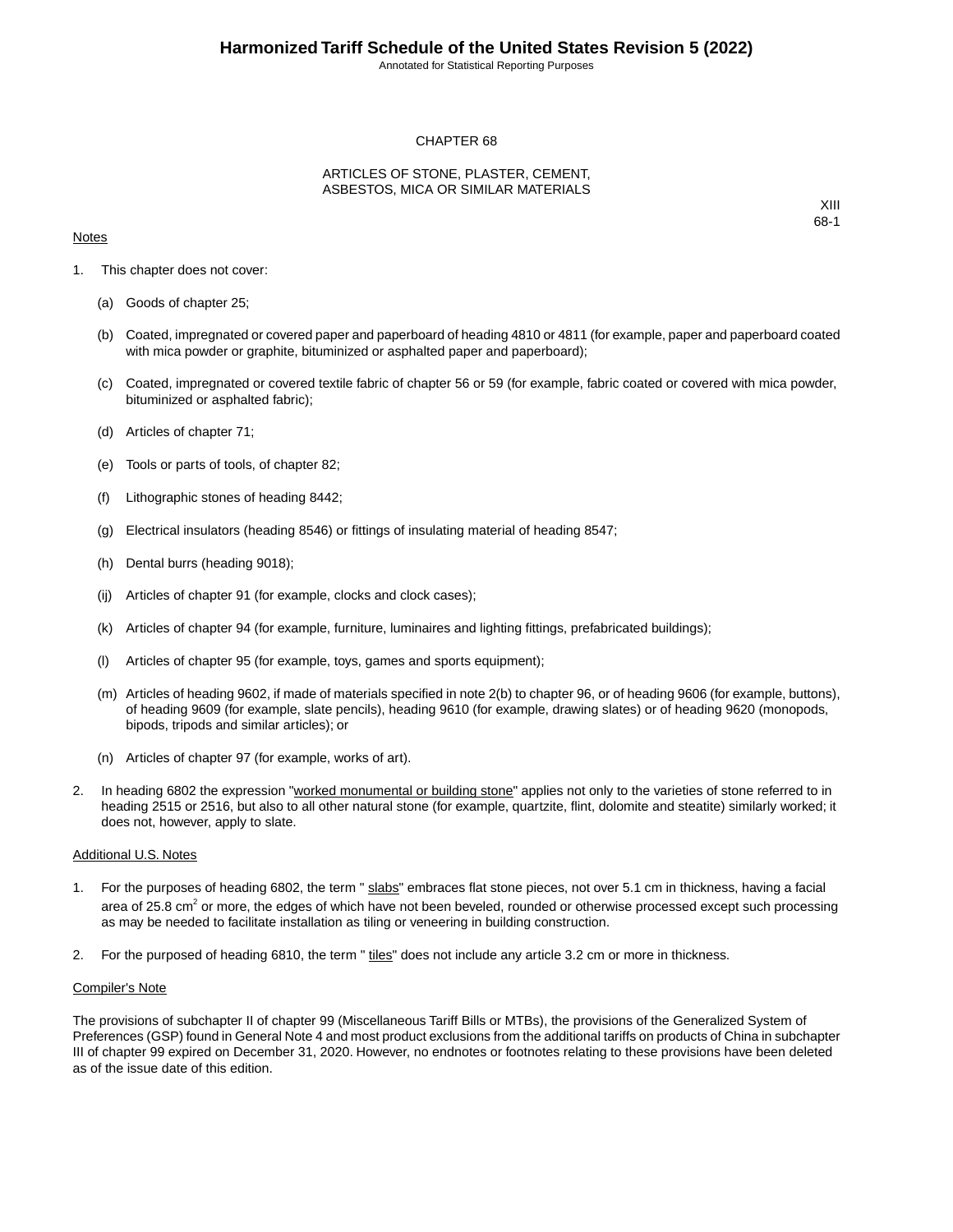# CHAPTER 68

## ARTICLES OF STONE, PLASTER, CEMENT, ASBESTOS, MICA OR SIMILAR MATERIALS

XIII
68-1

Notes

1. This chapter does not cover:

   (a) Goods of chapter 25;

   (b) Coated, impregnated or covered paper and paperboard of heading 4810 or 4811 (for example, paper and paperboard coated with mica powder or graphite, bituminized or asphalted paper and paperboard);

   (c) Coated, impregnated or covered textile fabric of chapter 56 or 59 (for example, fabric coated or covered with mica powder, bituminized or asphalted fabric);

   (d) Articles of chapter 71;

   (e) Tools or parts of tools, of chapter 82;

   (f) Lithographic stones of heading 8442;

   (g) Electrical insulators (heading 8546) or fittings of insulating material of heading 8547;

   (h) Dental burrs (heading 9018);

   (ij) Articles of chapter 91 (for example, clocks and clock cases);

   (k) Articles of chapter 94 (for example, furniture, luminaires and lighting fittings, prefabricated buildings);

   (l) Articles of chapter 95 (for example, toys, games and sports equipment);

   (m) Articles of heading 9602, if made of materials specified in note 2(b) to chapter 96, or of heading 9606 (for example, buttons), of heading 9609 (for example, slate pencils), heading 9610 (for example, drawing slates) or of heading 9620 (monopods, bipods, tripods and similar articles); or

   (n) Articles of chapter 97 (for example, works of art).

2. In heading 6802 the expression "worked monumental or building stone" applies not only to the varieties of stone referred to in heading 2515 or 2516, but also to all other natural stone (for example, quartzite, flint, dolomite and steatite) similarly worked; it does not, however, apply to slate.

Additional U.S. Notes

1. For the purposes of heading 6802, the term " slabs" embraces flat stone pieces, not over 5.1 cm in thickness, having a facial area of 25.8 $cm^2$ or more, the edges of which have not been beveled, rounded or otherwise processed except such processing as may be needed to facilitate installation as tiling or veneering in building construction.

2. For the purposed of heading 6810, the term " tiles" does not include any article 3.2 cm or more in thickness.

Compiler's Note

The provisions of subchapter II of chapter 99 (Miscellaneous Tariff Bills or MTBs), the provisions of the Generalized System of Preferences (GSP) found in General Note 4 and most product exclusions from the additional tariffs on products of China in subchapter III of chapter 99 expired on December 31, 2020. However, no endnotes or footnotes relating to these provisions have been deleted as of the issue date of this edition.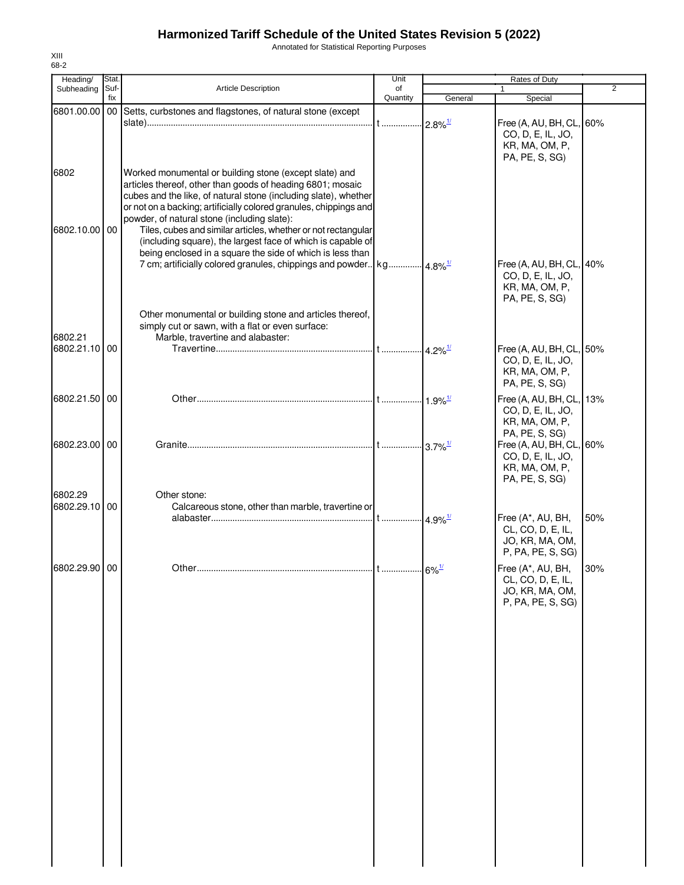# Harmonized Tariff Schedule of the United States Revision 5 (2022)

Annotated for Statistical Reporting Purposes

XIII
68-2

| Heading/ Subheading | Stat. Suf- fix | Article Description | Unit of Quantity | Rates of Duty 1 General | Special | 2 |
|---|---|---|---|---|---|---|
| 6801.00.00 | 00 | Setts, curbstones and flagstones, of natural stone (except slate) | t | 2.8%[1/] | Free (A, AU, BH, CL, CO, D, E, IL, JO, KR, MA, OM, P, PA, PE, S, SG) | 60% |
| 6802 | | Worked monumental or building stone (except slate) and articles thereof, other than goods of heading 6801; mosaic cubes and the like, of natural stone (including slate), whether or not on a backing; artificially colored granules, chippings and powder, of natural stone (including slate): | | | | |
| 6802.10.00 | 00 | Tiles, cubes and similar articles, whether or not rectangular (including square), the largest face of which is capable of being enclosed in a square the side of which is less than 7 cm; artificially colored granules, chippings and powder | kg | 4.8%[1/] | Free (A, AU, BH, CL, CO, D, E, IL, JO, KR, MA, OM, P, PA, PE, S, SG) | 40% |
| | | Other monumental or building stone and articles thereof, simply cut or sawn, with a flat or even surface: | | | | |
| 6802.21 | | Marble, travertine and alabaster: | | | | |
| 6802.21.10 | 00 | Travertine | t | 4.2%[1/] | Free (A, AU, BH, CL, CO, D, E, IL, JO, KR, MA, OM, P, PA, PE, S, SG) | 50% |
| 6802.21.50 | 00 | Other | t | 1.9%[1/] | Free (A, AU, BH, CL, CO, D, E, IL, JO, KR, MA, OM, P, PA, PE, S, SG) | 13% |
| 6802.23.00 | 00 | Granite | t | 3.7%[1/] | Free (A, AU, BH, CL, CO, D, E, IL, JO, KR, MA, OM, P, PA, PE, S, SG) | 60% |
| 6802.29 | | Other stone: | | | | |
| 6802.29.10 | 00 | Calcareous stone, other than marble, travertine or alabaster | t | 4.9%[1/] | Free (A*, AU, BH, CL, CO, D, E, IL, JO, KR, MA, OM, P, PA, PE, S, SG) | 50% |
| 6802.29.90 | 00 | Other | t | 6%[1/] | Free (A*, AU, BH, CL, CO, D, E, IL, JO, KR, MA, OM, P, PA, PE, S, SG) | 30% |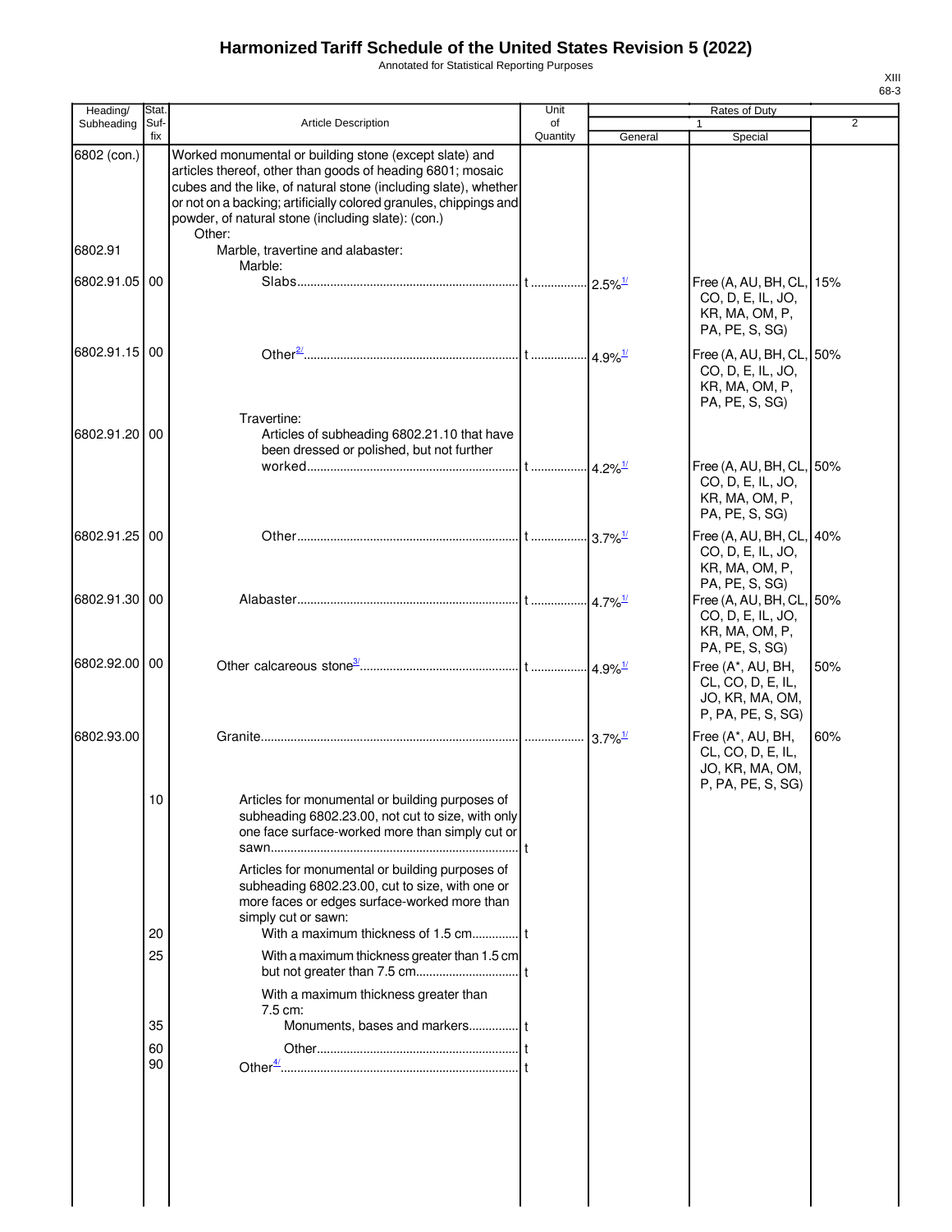# Harmonized Tariff Schedule of the United States Revision 5 (2022)

Annotated for Statistical Reporting Purposes

XIII
68-3

| Heading/ Subheading | Stat. Suf-fix | Article Description | Unit of Quantity | Rates of Duty 1 General | Rates of Duty 1 Special | Rates of Duty 2 |
|---|---|---|---|---|---|---|
| 6802 (con.) | | Worked monumental or building stone (except slate) and articles thereof, other than goods of heading 6801; mosaic cubes and the like, of natural stone (including slate), whether or not on a backing; artificially colored granules, chippings and powder, of natural stone (including slate): (con.) | | | | |
| | | Other: | | | | |
| 6802.91 | | Marble, travertine and alabaster: | | | | |
| | | Marble: | | | | |
| 6802.91.05 | 00 | Slabs | t | 2.5%[1/] | Free (A, AU, BH, CL, CO, D, E, IL, JO, KR, MA, OM, P, PA, PE, S, SG) | 15% |
| 6802.91.15 | 00 | Other[2/] | t | 4.9%[1/] | Free (A, AU, BH, CL, CO, D, E, IL, JO, KR, MA, OM, P, PA, PE, S, SG) | 50% |
| | | Travertine: | | | | |
| 6802.91.20 | 00 | Articles of subheading 6802.21.10 that have been dressed or polished, but not further worked | t | 4.2%[1/] | Free (A, AU, BH, CL, CO, D, E, IL, JO, KR, MA, OM, P, PA, PE, S, SG) | 50% |
| 6802.91.25 | 00 | Other | t | 3.7%[1/] | Free (A, AU, BH, CL, CO, D, E, IL, JO, KR, MA, OM, P, PA, PE, S, SG) | 40% |
| 6802.91.30 | 00 | Alabaster | t | 4.7%[1/] | Free (A, AU, BH, CL, CO, D, E, IL, JO, KR, MA, OM, P, PA, PE, S, SG) | 50% |
| 6802.92.00 | 00 | Other calcareous stone[3/] | t | 4.9%[1/] | Free (A*, AU, BH, CL, CO, D, E, IL, JO, KR, MA, OM, P, PA, PE, S, SG) | 50% |
| 6802.93.00 | | Granite | | 3.7%[1/] | Free (A*, AU, BH, CL, CO, D, E, IL, JO, KR, MA, OM, P, PA, PE, S, SG) | 60% |
| | 10 | Articles for monumental or building purposes of subheading 6802.23.00, not cut to size, with only one face surface-worked more than simply cut or sawn | t | | | |
| | | Articles for monumental or building purposes of subheading 6802.23.00, cut to size, with one or more faces or edges surface-worked more than simply cut or sawn: | | | | |
| | 20 | With a maximum thickness of 1.5 cm | t | | | |
| | 25 | With a maximum thickness greater than 1.5 cm but not greater than 7.5 cm | t | | | |
| | | With a maximum thickness greater than 7.5 cm: | | | | |
| | 35 | Monuments, bases and markers | t | | | |
| | 60 | Other | t | | | |
| | 90 | Other[4/] | t | | | |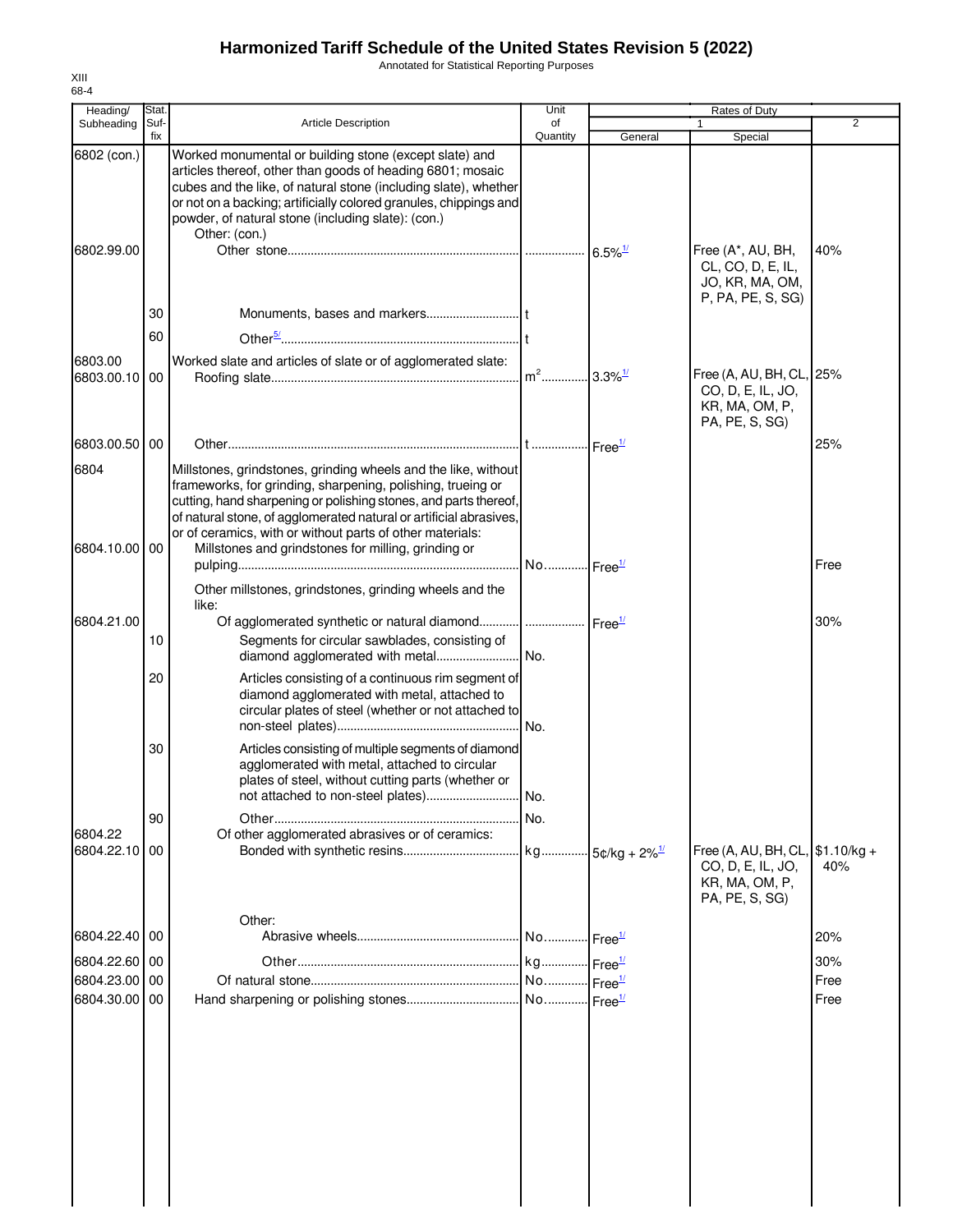# Harmonized Tariff Schedule of the United States Revision 5 (2022)

Annotated for Statistical Reporting Purposes

XIII
68-4

| Heading/ Subheading | Stat. Suf- fix | Article Description | Unit of Quantity | Rates of Duty 1 General | Special | 2 |
|---|---|---|---|---|---|---|
| 6802 (con.) | | Worked monumental or building stone (except slate) and articles thereof, other than goods of heading 6801; mosaic cubes and the like, of natural stone (including slate), whether or not on a backing; artificially colored granules, chippings and powder, of natural stone (including slate): (con.) | | | | |
| | | Other: (con.) | | | | |
| 6802.99.00 | | Other stone | | 6.5%[1/] | Free (A*, AU, BH, CL, CO, D, E, IL, JO, KR, MA, OM, P, PA, PE, S, SG) | 40% |
| | 30 | Monuments, bases and markers | t | | | |
| | 60 | Other[5/] | t | | | |
| 6803.00 | | Worked slate and articles of slate or of agglomerated slate: | | | | |
| 6803.00.10 | 00 | Roofing slate | $m^2$ | 3.3%[1/] | Free (A, AU, BH, CL, CO, D, E, IL, JO, KR, MA, OM, P, PA, PE, S, SG) | 25% |
| 6803.00.50 | 00 | Other | t | Free[1/] | | 25% |
| 6804 | | Millstones, grindstones, grinding wheels and the like, without frameworks, for grinding, sharpening, polishing, trueing or cutting, hand sharpening or polishing stones, and parts thereof, of natural stone, of agglomerated natural or artificial abrasives, or of ceramics, with or without parts of other materials: | | | | |
| 6804.10.00 | 00 | Millstones and grindstones for milling, grinding or pulping | No. | Free[1/] | | Free |
| | | Other millstones, grindstones, grinding wheels and the like: | | | | |
| 6804.21.00 | | Of agglomerated synthetic or natural diamond | | Free[1/] | | 30% |
| | 10 | Segments for circular sawblades, consisting of diamond agglomerated with metal | No. | | | |
| | 20 | Articles consisting of a continuous rim segment of diamond agglomerated with metal, attached to circular plates of steel (whether or not attached to non-steel plates) | No. | | | |
| | 30 | Articles consisting of multiple segments of diamond agglomerated with metal, attached to circular plates of steel, without cutting parts (whether or not attached to non-steel plates) | No. | | | |
| | 90 | Other | No. | | | |
| 6804.22 | | Of other agglomerated abrasives or of ceramics: | | | | |
| 6804.22.10 | 00 | Bonded with synthetic resins | kg | 5¢/kg + 2%[1/] | Free (A, AU, BH, CL, CO, D, E, IL, JO, KR, MA, OM, P, PA, PE, S, SG) | $1.10/kg + 40% |
| | | Other: | | | | |
| 6804.22.40 | 00 | Abrasive wheels | No. | Free[1/] | | 20% |
| 6804.22.60 | 00 | Other | kg | Free[1/] | | 30% |
| 6804.23.00 | 00 | Of natural stone | No. | Free[1/] | | Free |
| 6804.30.00 | 00 | Hand sharpening or polishing stones | No. | Free[1/] | | Free |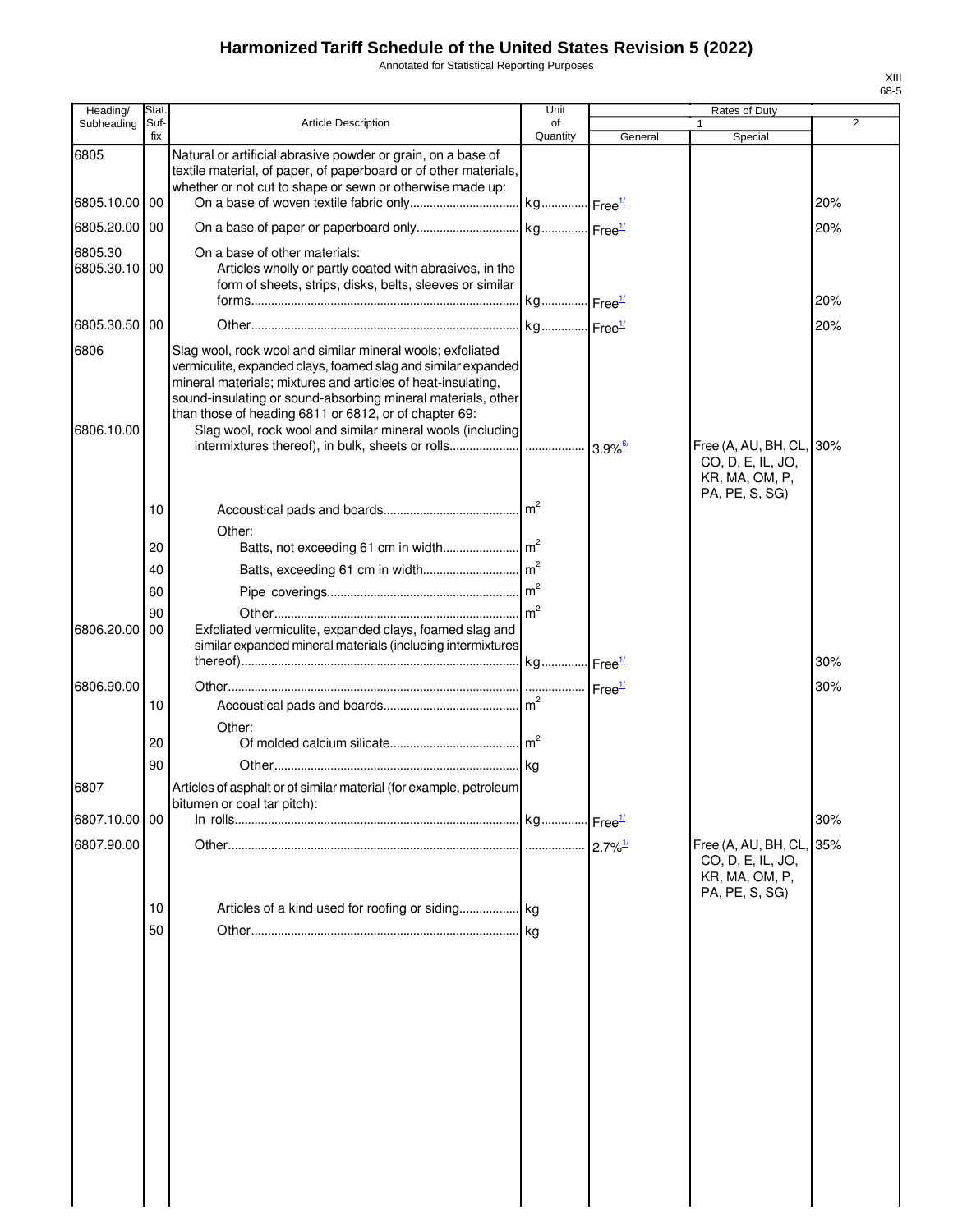# Harmonized Tariff Schedule of the United States Revision 5 (2022)

Annotated for Statistical Reporting Purposes

XIII
68-5

| Heading/ Subheading | Stat. Suf-fix | Article Description | Unit of Quantity | Rates of Duty 1 General | Special | 2 |
|---|---|---|---|---|---|---|
| 6805 | | Natural or artificial abrasive powder or grain, on a base of textile material, of paper, of paperboard or of other materials, whether or not cut to shape or sewn or otherwise made up: | | | | |
| 6805.10.00 | 00 | On a base of woven textile fabric only | kg | Free[1/] | | 20% |
| 6805.20.00 | 00 | On a base of paper or paperboard only | kg | Free[1/] | | 20% |
| 6805.30 | | On a base of other materials: | | | | |
| 6805.30.10 | 00 | Articles wholly or partly coated with abrasives, in the form of sheets, strips, disks, belts, sleeves or similar forms | kg | Free[1/] | | 20% |
| 6805.30.50 | 00 | Other | kg | Free[1/] | | 20% |
| 6806 | | Slag wool, rock wool and similar mineral wools; exfoliated vermiculite, expanded clays, foamed slag and similar expanded mineral materials; mixtures and articles of heat-insulating, sound-insulating or sound-absorbing mineral materials, other than those of heading 6811 or 6812, or of chapter 69: | | | | |
| 6806.10.00 | | Slag wool, rock wool and similar mineral wools (including intermixtures thereof), in bulk, sheets or rolls | | 3.9%[6/] | Free (A, AU, BH, CL, CO, D, E, IL, JO, KR, MA, OM, P, PA, PE, S, SG) | 30% |
| | 10 | Accoustical pads and boards | $m^2$ | | | |
| | | Other: | | | | |
| | 20 | Batts, not exceeding 61 cm in width | $m^2$ | | | |
| | 40 | Batts, exceeding 61 cm in width | $m^2$ | | | |
| | 60 | Pipe coverings | $m^2$ | | | |
| | 90 | Other | $m^2$ | | | |
| 6806.20.00 | 00 | Exfoliated vermiculite, expanded clays, foamed slag and similar expanded mineral materials (including intermixtures thereof) | kg | Free[1/] | | 30% |
| 6806.90.00 | | Other | | Free[1/] | | 30% |
| | 10 | Accoustical pads and boards | $m^2$ | | | |
| | | Other: | | | | |
| | 20 | Of molded calcium silicate | $m^2$ | | | |
| | 90 | Other | kg | | | |
| 6807 | | Articles of asphalt or of similar material (for example, petroleum bitumen or coal tar pitch): | | | | |
| 6807.10.00 | 00 | In rolls | kg | Free[1/] | | 30% |
| 6807.90.00 | | Other | | 2.7%[1/] | Free (A, AU, BH, CL, CO, D, E, IL, JO, KR, MA, OM, P, PA, PE, S, SG) | 35% |
| | 10 | Articles of a kind used for roofing or siding | kg | | | |
| | 50 | Other | kg | | | |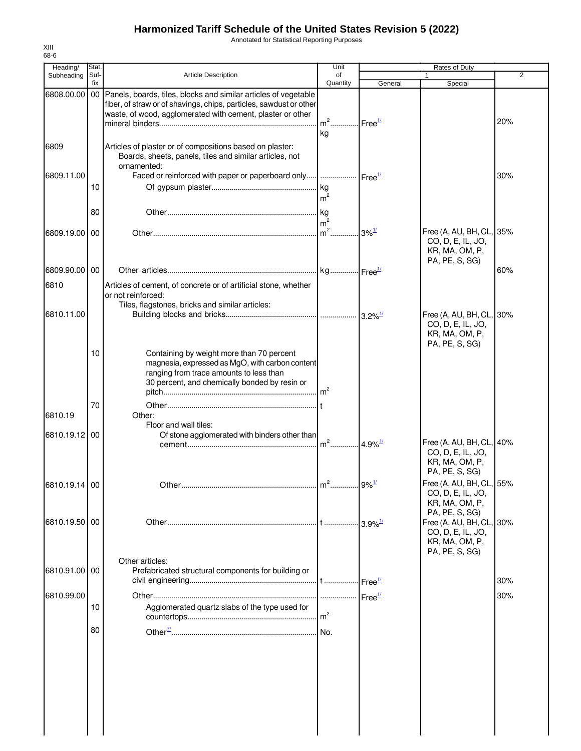# Harmonized Tariff Schedule of the United States Revision 5 (2022)

Annotated for Statistical Reporting Purposes

XIII
68-6

| Heading/ Subheading | Stat. Suf-fix | Article Description | Unit of Quantity | Rates of Duty 1 General | Special | 2 |
|---|---|---|---|---|---|---|
| 6808.00.00 | 00 | Panels, boards, tiles, blocks and similar articles of vegetable fiber, of straw or of shavings, chips, particles, sawdust or other waste, of wood, agglomerated with cement, plaster or other mineral binders | $m^2$ kg | Free[1/] | | 20% |
| 6809 | | Articles of plaster or of compositions based on plaster: | | | | |
| | | Boards, sheets, panels, tiles and similar articles, not ornamented: | | | | |
| 6809.11.00 | | Faced or reinforced with paper or paperboard only | | Free[1/] | | 30% |
| | 10 | Of gypsum plaster | kg $m^2$ | | | |
| | 80 | Other | kg $m^2$ | | | |
| 6809.19.00 | 00 | Other | $m^2$ | 3%[1/] | Free (A, AU, BH, CL, CO, D, E, IL, JO, KR, MA, OM, P, PA, PE, S, SG) | 35% |
| 6809.90.00 | 00 | Other articles | kg | Free[1/] | | 60% |
| 6810 | | Articles of cement, of concrete or of artificial stone, whether or not reinforced: | | | | |
| | | Tiles, flagstones, bricks and similar articles: | | | | |
| 6810.11.00 | | Building blocks and bricks | | 3.2%[1/] | Free (A, AU, BH, CL, CO, D, E, IL, JO, KR, MA, OM, P, PA, PE, S, SG) | 30% |
| | 10 | Containing by weight more than 70 percent magnesia, expressed as MgO, with carbon content ranging from trace amounts to less than 30 percent, and chemically bonded by resin or pitch | $m^2$ | | | |
| | 70 | Other | t | | | |
| 6810.19 | | Other: | | | | |
| | | Floor and wall tiles: | | | | |
| 6810.19.12 | 00 | Of stone agglomerated with binders other than cement | $m^2$ | 4.9%[1/] | Free (A, AU, BH, CL, CO, D, E, IL, JO, KR, MA, OM, P, PA, PE, S, SG) | 40% |
| 6810.19.14 | 00 | Other | $m^2$ | 9%[1/] | Free (A, AU, BH, CL, CO, D, E, IL, JO, KR, MA, OM, P, PA, PE, S, SG) | 55% |
| 6810.19.50 | 00 | Other | t | 3.9%[1/] | Free (A, AU, BH, CL, CO, D, E, IL, JO, KR, MA, OM, P, PA, PE, S, SG) | 30% |
| | | Other articles: | | | | |
| 6810.91.00 | 00 | Prefabricated structural components for building or civil engineering | t | Free[1/] | | 30% |
| 6810.99.00 | | Other | | Free[1/] | | 30% |
| | 10 | Agglomerated quartz slabs of the type used for countertops | $m^2$ | | | |
| | 80 | Other[7/] | No. | | | |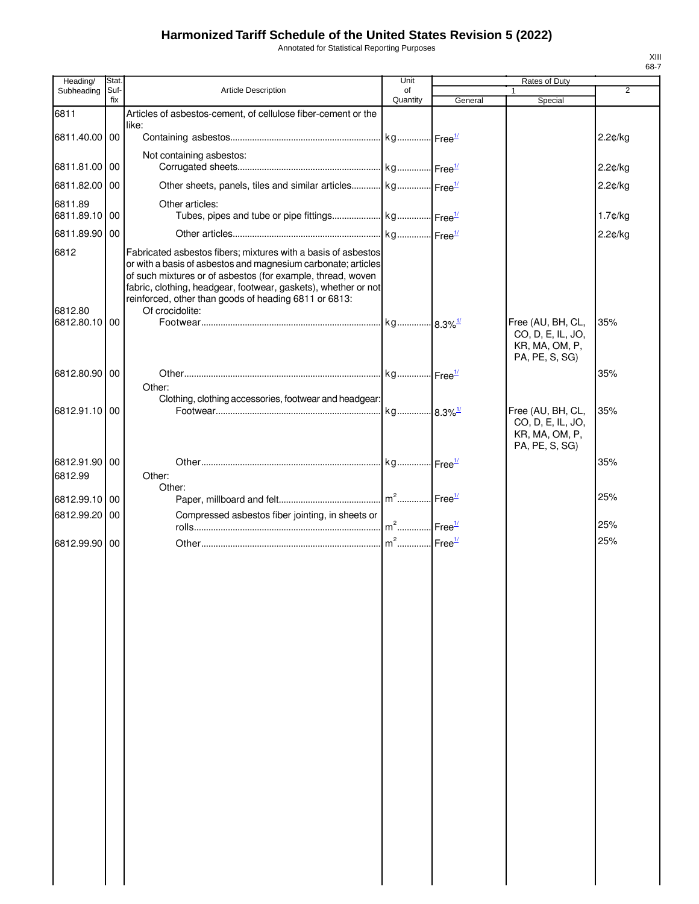# Harmonized Tariff Schedule of the United States Revision 5 (2022)

Annotated for Statistical Reporting Purposes

XIII
68-7

| Heading/ Subheading | Stat. Suf- fix | Article Description | Unit of Quantity | Rates of Duty 1 General | Special | 2 |
|---|---|---|---|---|---|---|
| 6811 | | Articles of asbestos-cement, of cellulose fiber-cement or the like: | | | | |
| 6811.40.00 | 00 | Containing asbestos | kg | Free[1/] | | 2.2¢/kg |
| | | Not containing asbestos: | | | | |
| 6811.81.00 | 00 | Corrugated sheets | kg | Free[1/] | | 2.2¢/kg |
| 6811.82.00 | 00 | Other sheets, panels, tiles and similar articles | kg | Free[1/] | | 2.2¢/kg |
| 6811.89 | | Other articles: | | | | |
| 6811.89.10 | 00 | Tubes, pipes and tube or pipe fittings | kg | Free[1/] | | 1.7¢/kg |
| 6811.89.90 | 00 | Other articles | kg | Free[1/] | | 2.2¢/kg |
| 6812 | | Fabricated asbestos fibers; mixtures with a basis of asbestos or with a basis of asbestos and magnesium carbonate; articles of such mixtures or of asbestos (for example, thread, woven fabric, clothing, headgear, footwear, gaskets), whether or not reinforced, other than goods of heading 6811 or 6813: | | | | |
| 6812.80 | | Of crocidolite: | | | | |
| 6812.80.10 | 00 | Footwear | kg | 8.3%[1/] | Free (AU, BH, CL, CO, D, E, IL, JO, KR, MA, OM, P, PA, PE, S, SG) | 35% |
| 6812.80.90 | 00 | Other | kg | Free[1/] | | 35% |
| | | Other: | | | | |
| | | Clothing, clothing accessories, footwear and headgear: | | | | |
| 6812.91.10 | 00 | Footwear | kg | 8.3%[1/] | Free (AU, BH, CL, CO, D, E, IL, JO, KR, MA, OM, P, PA, PE, S, SG) | 35% |
| 6812.91.90 | 00 | Other | kg | Free[1/] | | 35% |
| 6812.99 | | Other: | | | | |
| | | Other: | | | | |
| 6812.99.10 | 00 | Paper, millboard and felt | $m^2$ | Free[1/] | | 25% |
| 6812.99.20 | 00 | Compressed asbestos fiber jointing, in sheets or rolls | $m^2$ | Free[1/] | | 25% |
| 6812.99.90 | 00 | Other | $m^2$ | Free[1/] | | 25% |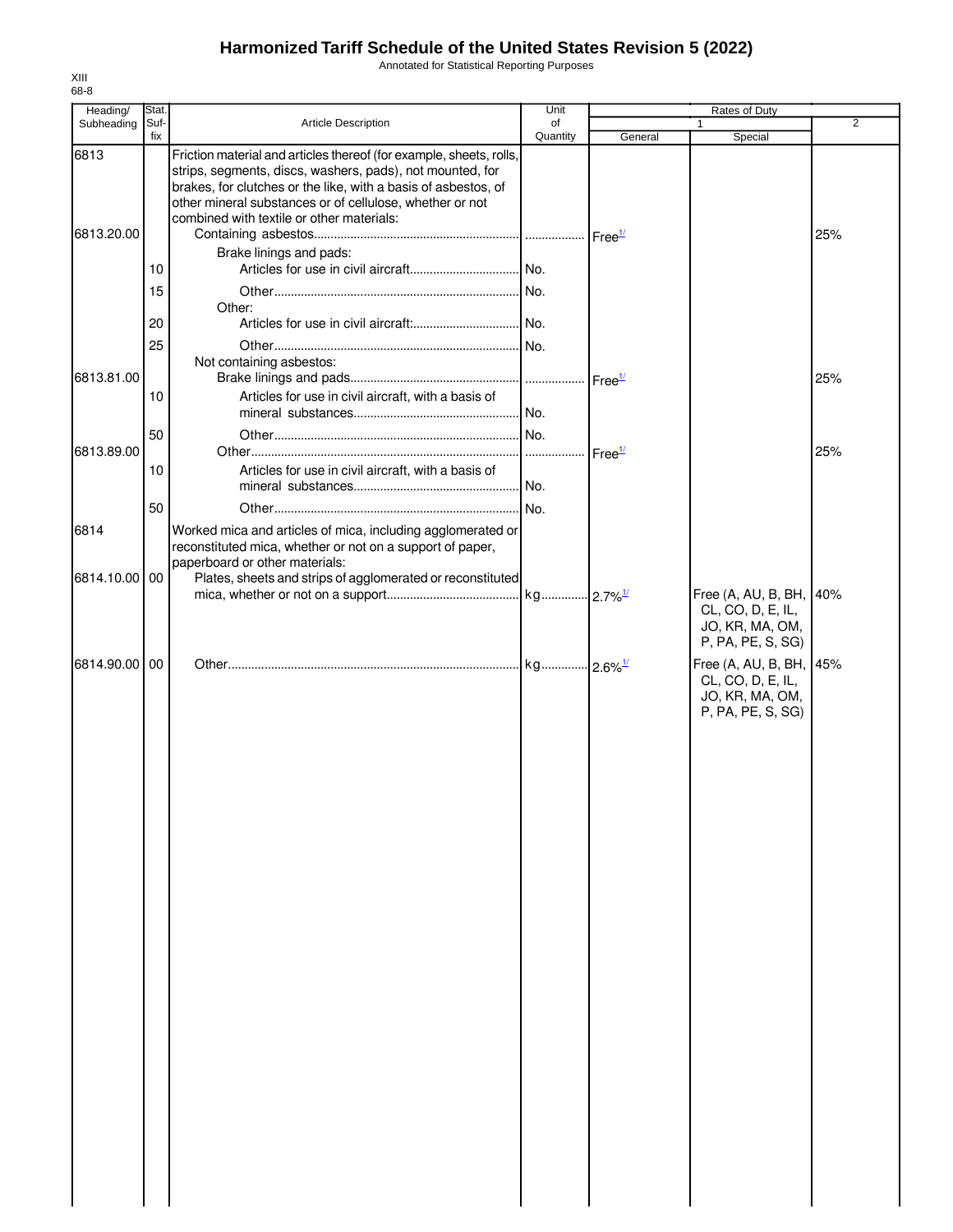# Harmonized Tariff Schedule of the United States Revision 5 (2022)

Annotated for Statistical Reporting Purposes

XIII
68-8

| Heading/ Subheading | Stat. Suf- fix | Article Description | Unit of Quantity | Rates of Duty 1 General | Special | 2 |
|---|---|---|---|---|---|---|
| 6813 | | Friction material and articles thereof (for example, sheets, rolls, strips, segments, discs, washers, pads), not mounted, for brakes, for clutches or the like, with a basis of asbestos, of other mineral substances or of cellulose, whether or not combined with textile or other materials: | | | | |
| 6813.20.00 | | Containing asbestos | | Free[1/] | | 25% |
| | | Brake linings and pads: | | | | |
| | 10 | Articles for use in civil aircraft | No. | | | |
| | 15 | Other | No. | | | |
| | | Other: | | | | |
| | 20 | Articles for use in civil aircraft: | No. | | | |
| | 25 | Other | No. | | | |
| | | Not containing asbestos: | | | | |
| 6813.81.00 | | Brake linings and pads | | Free[1/] | | 25% |
| | 10 | Articles for use in civil aircraft, with a basis of mineral substances | No. | | | |
| | 50 | Other | No. | | | |
| 6813.89.00 | | Other | | Free[1/] | | 25% |
| | 10 | Articles for use in civil aircraft, with a basis of mineral substances | No. | | | |
| | 50 | Other | No. | | | |
| 6814 | | Worked mica and articles of mica, including agglomerated or reconstituted mica, whether or not on a support of paper, paperboard or other materials: | | | | |
| 6814.10.00 | 00 | Plates, sheets and strips of agglomerated or reconstituted mica, whether or not on a support | kg | 2.7%[1/] | Free (A, AU, B, BH, CL, CO, D, E, IL, JO, KR, MA, OM, P, PA, PE, S, SG) | 40% |
| 6814.90.00 | 00 | Other | kg | 2.6%[1/] | Free (A, AU, B, BH, CL, CO, D, E, IL, JO, KR, MA, OM, P, PA, PE, S, SG) | 45% |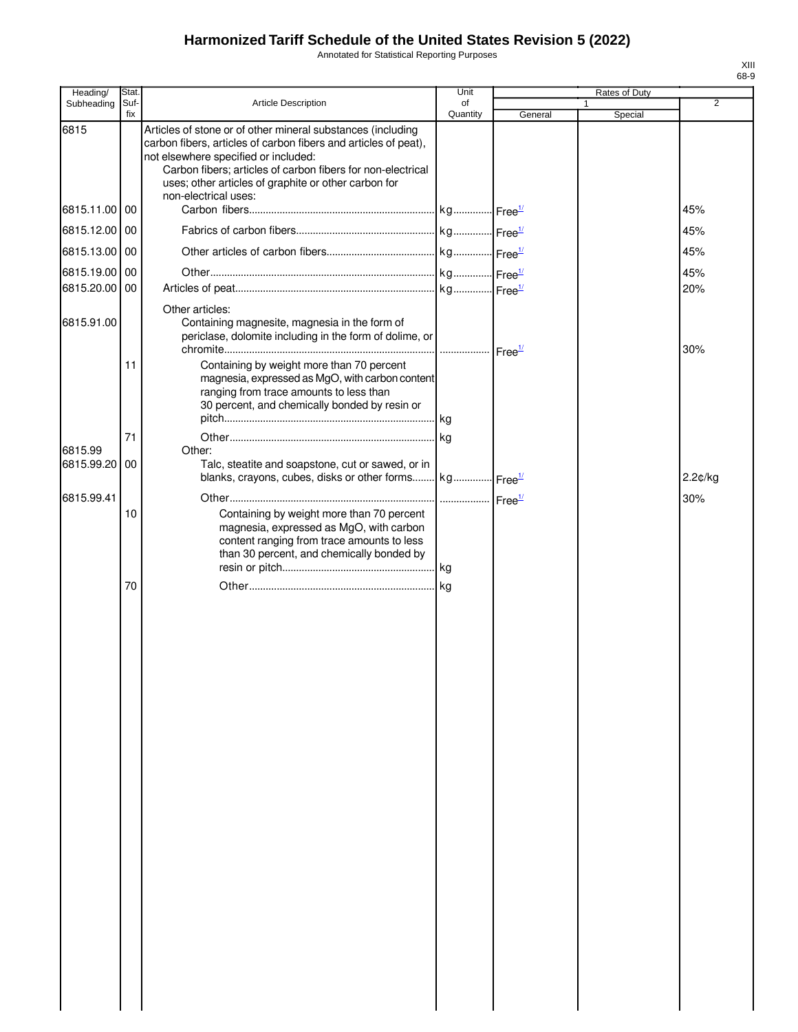# Harmonized Tariff Schedule of the United States Revision 5 (2022)

Annotated for Statistical Reporting Purposes

XIII
68-9

| Heading/ Subheading | Stat. Suf- fix | Article Description | Unit of Quantity | Rates of Duty 1 General | Rates of Duty 1 Special | Rates of Duty 2 |
|---|---|---|---|---|---|---|
| 6815 | | Articles of stone or of other mineral substances (including carbon fibers, articles of carbon fibers and articles of peat), not elsewhere specified or included: | | | | |
| | | Carbon fibers; articles of carbon fibers for non-electrical uses; other articles of graphite or other carbon for non-electrical uses: | | | | |
| 6815.11.00 | 00 | Carbon fibers | kg | Free[1/] | | 45% |
| 6815.12.00 | 00 | Fabrics of carbon fibers | kg | Free[1/] | | 45% |
| 6815.13.00 | 00 | Other articles of carbon fibers | kg | Free[1/] | | 45% |
| 6815.19.00 | 00 | Other | kg | Free[1/] | | 45% |
| 6815.20.00 | 00 | Articles of peat | kg | Free[1/] | | 20% |
| | | Other articles: | | | | |
| 6815.91.00 | | Containing magnesite, magnesia in the form of periclase, dolomite including in the form of dolime, or chromite | | Free[1/] | | 30% |
| | 11 | Containing by weight more than 70 percent magnesia, expressed as MgO, with carbon content ranging from trace amounts to less than 30 percent, and chemically bonded by resin or pitch | kg | | | |
| | 71 | Other | kg | | | |
| 6815.99 | | Other: | | | | |
| 6815.99.20 | 00 | Talc, steatite and soapstone, cut or sawed, or in blanks, crayons, cubes, disks or other forms | kg | Free[1/] | | 2.2¢/kg |
| 6815.99.41 | | Other | | Free[1/] | | 30% |
| | 10 | Containing by weight more than 70 percent magnesia, expressed as MgO, with carbon content ranging from trace amounts to less than 30 percent, and chemically bonded by resin or pitch | kg | | | |
| | 70 | Other | kg | | | |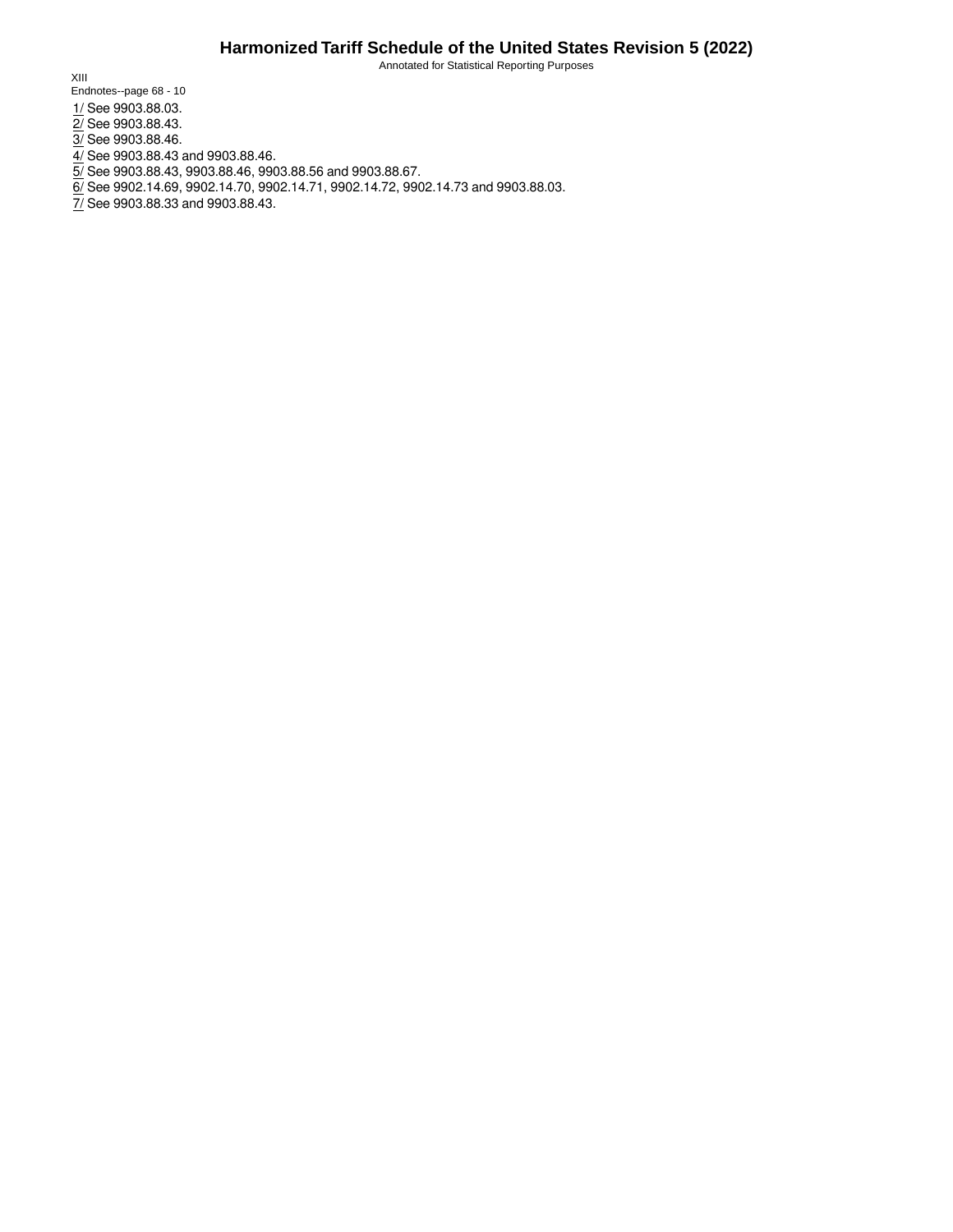XIII

Endnotes--page 68 - 10

1/ See 9903.88.03.

2/ See 9903.88.43.

3/ See 9903.88.46.

4/ See 9903.88.43 and 9903.88.46.

5/ See 9903.88.43, 9903.88.46, 9903.88.56 and 9903.88.67.

6/ See 9902.14.69, 9902.14.70, 9902.14.71, 9902.14.72, 9902.14.73 and 9903.88.03.

7/ See 9903.88.33 and 9903.88.43.